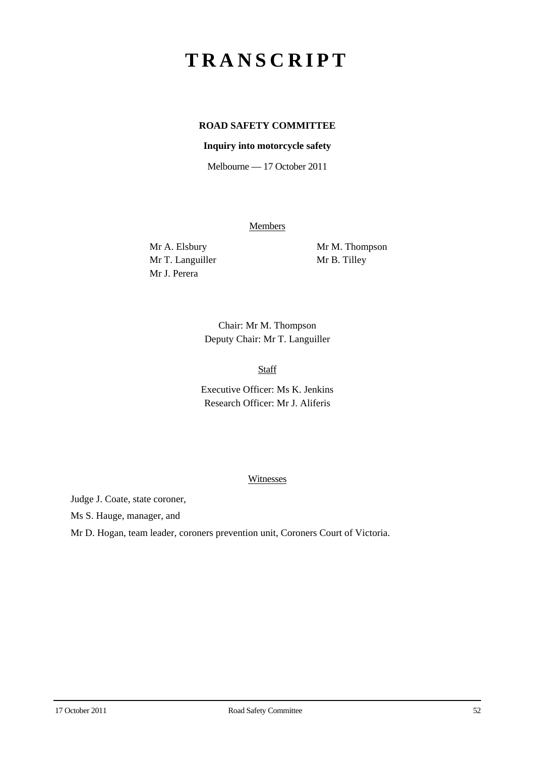# TRANSCRIPT

**ROAD SAFETY COMMITTEE**

**Inquiry into motorcycle safety**

Melbourne — 17 October 2011

Members

Mr A. Elsbury
Mr T. Languiller
Mr J. Perera
Mr M. Thompson
Mr B. Tilley

Chair: Mr M. Thompson
Deputy Chair: Mr T. Languiller

Staff

Executive Officer: Ms K. Jenkins
Research Officer: Mr J. Aliferis

Witnesses

Judge J. Coate, state coroner,

Ms S. Hauge, manager, and

Mr D. Hogan, team leader, coroners prevention unit, Coroners Court of Victoria.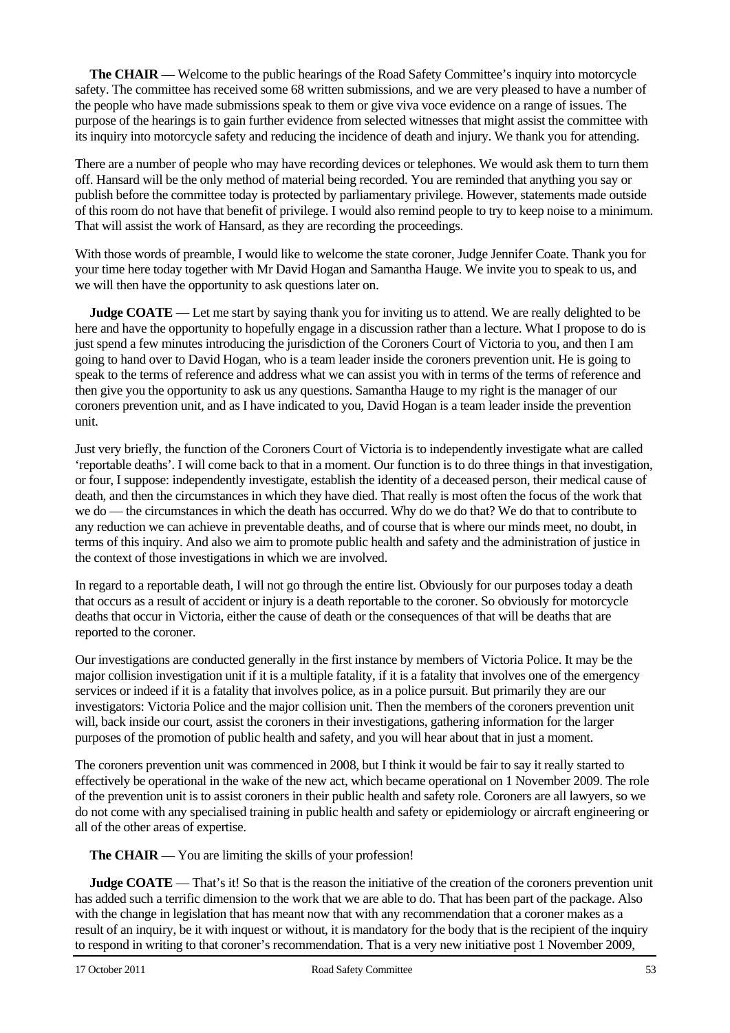**The CHAIR** — Welcome to the public hearings of the Road Safety Committee's inquiry into motorcycle safety. The committee has received some 68 written submissions, and we are very pleased to have a number of the people who have made submissions speak to them or give viva voce evidence on a range of issues. The purpose of the hearings is to gain further evidence from selected witnesses that might assist the committee with its inquiry into motorcycle safety and reducing the incidence of death and injury. We thank you for attending.

There are a number of people who may have recording devices or telephones. We would ask them to turn them off. Hansard will be the only method of material being recorded. You are reminded that anything you say or publish before the committee today is protected by parliamentary privilege. However, statements made outside of this room do not have that benefit of privilege. I would also remind people to try to keep noise to a minimum. That will assist the work of Hansard, as they are recording the proceedings.

With those words of preamble, I would like to welcome the state coroner, Judge Jennifer Coate. Thank you for your time here today together with Mr David Hogan and Samantha Hauge. We invite you to speak to us, and we will then have the opportunity to ask questions later on.

**Judge COATE** — Let me start by saying thank you for inviting us to attend. We are really delighted to be here and have the opportunity to hopefully engage in a discussion rather than a lecture. What I propose to do is just spend a few minutes introducing the jurisdiction of the Coroners Court of Victoria to you, and then I am going to hand over to David Hogan, who is a team leader inside the coroners prevention unit. He is going to speak to the terms of reference and address what we can assist you with in terms of the terms of reference and then give you the opportunity to ask us any questions. Samantha Hauge to my right is the manager of our coroners prevention unit, and as I have indicated to you, David Hogan is a team leader inside the prevention unit.

Just very briefly, the function of the Coroners Court of Victoria is to independently investigate what are called 'reportable deaths'. I will come back to that in a moment. Our function is to do three things in that investigation, or four, I suppose: independently investigate, establish the identity of a deceased person, their medical cause of death, and then the circumstances in which they have died. That really is most often the focus of the work that we do — the circumstances in which the death has occurred. Why do we do that? We do that to contribute to any reduction we can achieve in preventable deaths, and of course that is where our minds meet, no doubt, in terms of this inquiry. And also we aim to promote public health and safety and the administration of justice in the context of those investigations in which we are involved.

In regard to a reportable death, I will not go through the entire list. Obviously for our purposes today a death that occurs as a result of accident or injury is a death reportable to the coroner. So obviously for motorcycle deaths that occur in Victoria, either the cause of death or the consequences of that will be deaths that are reported to the coroner.

Our investigations are conducted generally in the first instance by members of Victoria Police. It may be the major collision investigation unit if it is a multiple fatality, if it is a fatality that involves one of the emergency services or indeed if it is a fatality that involves police, as in a police pursuit. But primarily they are our investigators: Victoria Police and the major collision unit. Then the members of the coroners prevention unit will, back inside our court, assist the coroners in their investigations, gathering information for the larger purposes of the promotion of public health and safety, and you will hear about that in just a moment.

The coroners prevention unit was commenced in 2008, but I think it would be fair to say it really started to effectively be operational in the wake of the new act, which became operational on 1 November 2009. The role of the prevention unit is to assist coroners in their public health and safety role. Coroners are all lawyers, so we do not come with any specialised training in public health and safety or epidemiology or aircraft engineering or all of the other areas of expertise.

**The CHAIR** — You are limiting the skills of your profession!

**Judge COATE** — That's it! So that is the reason the initiative of the creation of the coroners prevention unit has added such a terrific dimension to the work that we are able to do. That has been part of the package. Also with the change in legislation that has meant now that with any recommendation that a coroner makes as a result of an inquiry, be it with inquest or without, it is mandatory for the body that is the recipient of the inquiry to respond in writing to that coroner's recommendation. That is a very new initiative post 1 November 2009,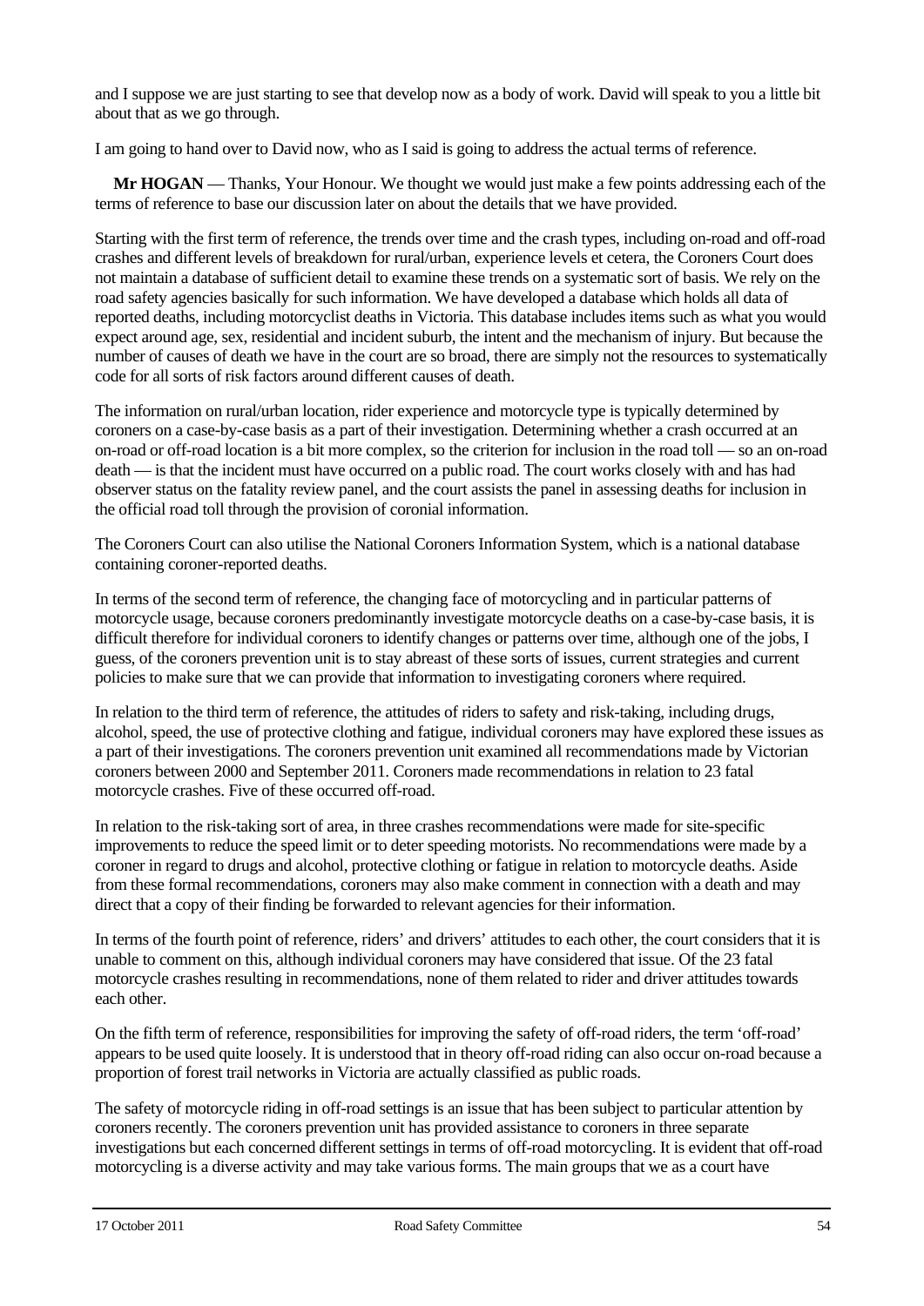and I suppose we are just starting to see that develop now as a body of work. David will speak to you a little bit about that as we go through.

I am going to hand over to David now, who as I said is going to address the actual terms of reference.

**Mr HOGAN** — Thanks, Your Honour. We thought we would just make a few points addressing each of the terms of reference to base our discussion later on about the details that we have provided.

Starting with the first term of reference, the trends over time and the crash types, including on-road and off-road crashes and different levels of breakdown for rural/urban, experience levels et cetera, the Coroners Court does not maintain a database of sufficient detail to examine these trends on a systematic sort of basis. We rely on the road safety agencies basically for such information. We have developed a database which holds all data of reported deaths, including motorcyclist deaths in Victoria. This database includes items such as what you would expect around age, sex, residential and incident suburb, the intent and the mechanism of injury. But because the number of causes of death we have in the court are so broad, there are simply not the resources to systematically code for all sorts of risk factors around different causes of death.

The information on rural/urban location, rider experience and motorcycle type is typically determined by coroners on a case-by-case basis as a part of their investigation. Determining whether a crash occurred at an on-road or off-road location is a bit more complex, so the criterion for inclusion in the road toll — so an on-road death — is that the incident must have occurred on a public road. The court works closely with and has had observer status on the fatality review panel, and the court assists the panel in assessing deaths for inclusion in the official road toll through the provision of coronial information.

The Coroners Court can also utilise the National Coroners Information System, which is a national database containing coroner-reported deaths.

In terms of the second term of reference, the changing face of motorcycling and in particular patterns of motorcycle usage, because coroners predominantly investigate motorcycle deaths on a case-by-case basis, it is difficult therefore for individual coroners to identify changes or patterns over time, although one of the jobs, I guess, of the coroners prevention unit is to stay abreast of these sorts of issues, current strategies and current policies to make sure that we can provide that information to investigating coroners where required.

In relation to the third term of reference, the attitudes of riders to safety and risk-taking, including drugs, alcohol, speed, the use of protective clothing and fatigue, individual coroners may have explored these issues as a part of their investigations. The coroners prevention unit examined all recommendations made by Victorian coroners between 2000 and September 2011. Coroners made recommendations in relation to 23 fatal motorcycle crashes. Five of these occurred off-road.

In relation to the risk-taking sort of area, in three crashes recommendations were made for site-specific improvements to reduce the speed limit or to deter speeding motorists. No recommendations were made by a coroner in regard to drugs and alcohol, protective clothing or fatigue in relation to motorcycle deaths. Aside from these formal recommendations, coroners may also make comment in connection with a death and may direct that a copy of their finding be forwarded to relevant agencies for their information.

In terms of the fourth point of reference, riders' and drivers' attitudes to each other, the court considers that it is unable to comment on this, although individual coroners may have considered that issue. Of the 23 fatal motorcycle crashes resulting in recommendations, none of them related to rider and driver attitudes towards each other.

On the fifth term of reference, responsibilities for improving the safety of off-road riders, the term 'off-road' appears to be used quite loosely. It is understood that in theory off-road riding can also occur on-road because a proportion of forest trail networks in Victoria are actually classified as public roads.

The safety of motorcycle riding in off-road settings is an issue that has been subject to particular attention by coroners recently. The coroners prevention unit has provided assistance to coroners in three separate investigations but each concerned different settings in terms of off-road motorcycling. It is evident that off-road motorcycling is a diverse activity and may take various forms. The main groups that we as a court have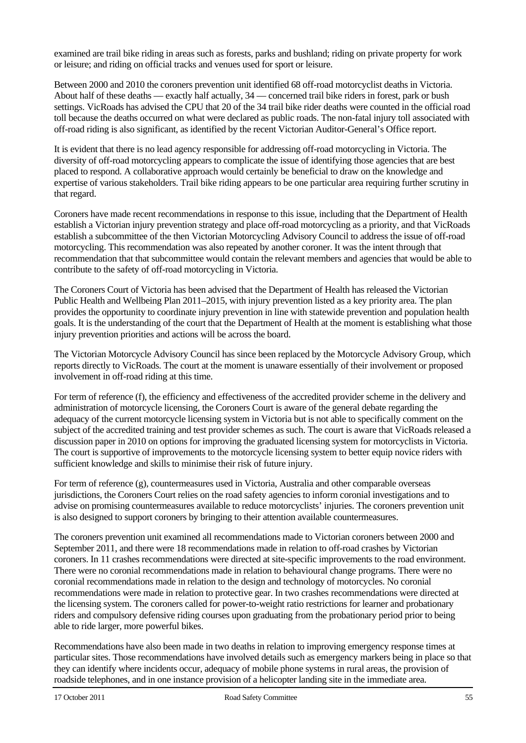examined are trail bike riding in areas such as forests, parks and bushland; riding on private property for work or leisure; and riding on official tracks and venues used for sport or leisure.

Between 2000 and 2010 the coroners prevention unit identified 68 off-road motorcyclist deaths in Victoria. About half of these deaths — exactly half actually, 34 — concerned trail bike riders in forest, park or bush settings. VicRoads has advised the CPU that 20 of the 34 trail bike rider deaths were counted in the official road toll because the deaths occurred on what were declared as public roads. The non-fatal injury toll associated with off-road riding is also significant, as identified by the recent Victorian Auditor-General's Office report.

It is evident that there is no lead agency responsible for addressing off-road motorcycling in Victoria. The diversity of off-road motorcycling appears to complicate the issue of identifying those agencies that are best placed to respond. A collaborative approach would certainly be beneficial to draw on the knowledge and expertise of various stakeholders. Trail bike riding appears to be one particular area requiring further scrutiny in that regard.

Coroners have made recent recommendations in response to this issue, including that the Department of Health establish a Victorian injury prevention strategy and place off-road motorcycling as a priority, and that VicRoads establish a subcommittee of the then Victorian Motorcycling Advisory Council to address the issue of off-road motorcycling. This recommendation was also repeated by another coroner. It was the intent through that recommendation that that subcommittee would contain the relevant members and agencies that would be able to contribute to the safety of off-road motorcycling in Victoria.

The Coroners Court of Victoria has been advised that the Department of Health has released the Victorian Public Health and Wellbeing Plan 2011–2015, with injury prevention listed as a key priority area. The plan provides the opportunity to coordinate injury prevention in line with statewide prevention and population health goals. It is the understanding of the court that the Department of Health at the moment is establishing what those injury prevention priorities and actions will be across the board.

The Victorian Motorcycle Advisory Council has since been replaced by the Motorcycle Advisory Group, which reports directly to VicRoads. The court at the moment is unaware essentially of their involvement or proposed involvement in off-road riding at this time.

For term of reference (f), the efficiency and effectiveness of the accredited provider scheme in the delivery and administration of motorcycle licensing, the Coroners Court is aware of the general debate regarding the adequacy of the current motorcycle licensing system in Victoria but is not able to specifically comment on the subject of the accredited training and test provider schemes as such. The court is aware that VicRoads released a discussion paper in 2010 on options for improving the graduated licensing system for motorcyclists in Victoria. The court is supportive of improvements to the motorcycle licensing system to better equip novice riders with sufficient knowledge and skills to minimise their risk of future injury.

For term of reference (g), countermeasures used in Victoria, Australia and other comparable overseas jurisdictions, the Coroners Court relies on the road safety agencies to inform coronial investigations and to advise on promising countermeasures available to reduce motorcyclists' injuries. The coroners prevention unit is also designed to support coroners by bringing to their attention available countermeasures.

The coroners prevention unit examined all recommendations made to Victorian coroners between 2000 and September 2011, and there were 18 recommendations made in relation to off-road crashes by Victorian coroners. In 11 crashes recommendations were directed at site-specific improvements to the road environment. There were no coronial recommendations made in relation to behavioural change programs. There were no coronial recommendations made in relation to the design and technology of motorcycles. No coronial recommendations were made in relation to protective gear. In two crashes recommendations were directed at the licensing system. The coroners called for power-to-weight ratio restrictions for learner and probationary riders and compulsory defensive riding courses upon graduating from the probationary period prior to being able to ride larger, more powerful bikes.

Recommendations have also been made in two deaths in relation to improving emergency response times at particular sites. Those recommendations have involved details such as emergency markers being in place so that they can identify where incidents occur, adequacy of mobile phone systems in rural areas, the provision of roadside telephones, and in one instance provision of a helicopter landing site in the immediate area.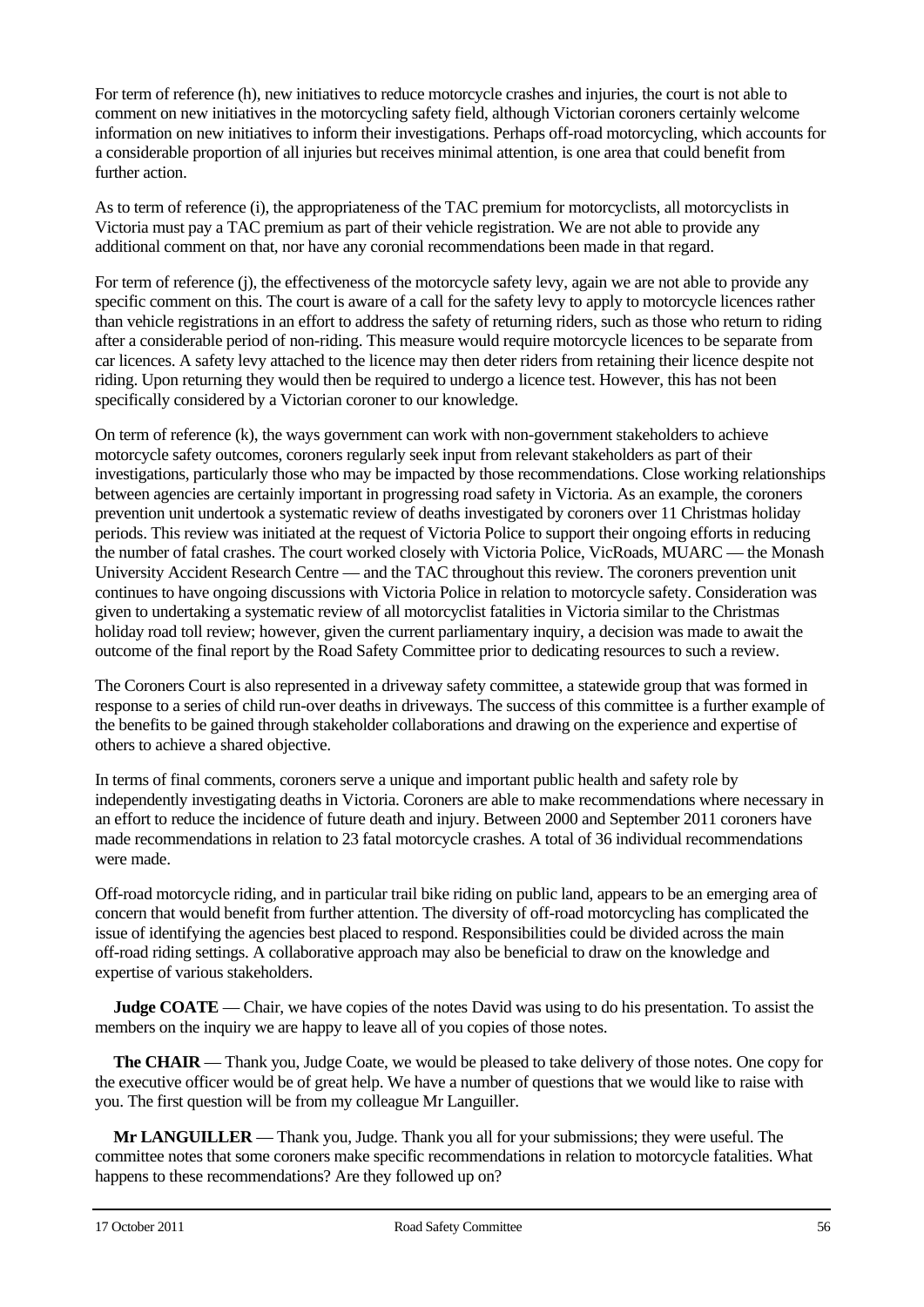For term of reference (h), new initiatives to reduce motorcycle crashes and injuries, the court is not able to comment on new initiatives in the motorcycling safety field, although Victorian coroners certainly welcome information on new initiatives to inform their investigations. Perhaps off-road motorcycling, which accounts for a considerable proportion of all injuries but receives minimal attention, is one area that could benefit from further action.

As to term of reference (i), the appropriateness of the TAC premium for motorcyclists, all motorcyclists in Victoria must pay a TAC premium as part of their vehicle registration. We are not able to provide any additional comment on that, nor have any coronial recommendations been made in that regard.

For term of reference (j), the effectiveness of the motorcycle safety levy, again we are not able to provide any specific comment on this. The court is aware of a call for the safety levy to apply to motorcycle licences rather than vehicle registrations in an effort to address the safety of returning riders, such as those who return to riding after a considerable period of non-riding. This measure would require motorcycle licences to be separate from car licences. A safety levy attached to the licence may then deter riders from retaining their licence despite not riding. Upon returning they would then be required to undergo a licence test. However, this has not been specifically considered by a Victorian coroner to our knowledge.

On term of reference (k), the ways government can work with non-government stakeholders to achieve motorcycle safety outcomes, coroners regularly seek input from relevant stakeholders as part of their investigations, particularly those who may be impacted by those recommendations. Close working relationships between agencies are certainly important in progressing road safety in Victoria. As an example, the coroners prevention unit undertook a systematic review of deaths investigated by coroners over 11 Christmas holiday periods. This review was initiated at the request of Victoria Police to support their ongoing efforts in reducing the number of fatal crashes. The court worked closely with Victoria Police, VicRoads, MUARC — the Monash University Accident Research Centre — and the TAC throughout this review. The coroners prevention unit continues to have ongoing discussions with Victoria Police in relation to motorcycle safety. Consideration was given to undertaking a systematic review of all motorcyclist fatalities in Victoria similar to the Christmas holiday road toll review; however, given the current parliamentary inquiry, a decision was made to await the outcome of the final report by the Road Safety Committee prior to dedicating resources to such a review.

The Coroners Court is also represented in a driveway safety committee, a statewide group that was formed in response to a series of child run-over deaths in driveways. The success of this committee is a further example of the benefits to be gained through stakeholder collaborations and drawing on the experience and expertise of others to achieve a shared objective.

In terms of final comments, coroners serve a unique and important public health and safety role by independently investigating deaths in Victoria. Coroners are able to make recommendations where necessary in an effort to reduce the incidence of future death and injury. Between 2000 and September 2011 coroners have made recommendations in relation to 23 fatal motorcycle crashes. A total of 36 individual recommendations were made.

Off-road motorcycle riding, and in particular trail bike riding on public land, appears to be an emerging area of concern that would benefit from further attention. The diversity of off-road motorcycling has complicated the issue of identifying the agencies best placed to respond. Responsibilities could be divided across the main off-road riding settings. A collaborative approach may also be beneficial to draw on the knowledge and expertise of various stakeholders.

**Judge COATE** — Chair, we have copies of the notes David was using to do his presentation. To assist the members on the inquiry we are happy to leave all of you copies of those notes.

**The CHAIR** — Thank you, Judge Coate, we would be pleased to take delivery of those notes. One copy for the executive officer would be of great help. We have a number of questions that we would like to raise with you. The first question will be from my colleague Mr Languiller.

**Mr LANGUILLER** — Thank you, Judge. Thank you all for your submissions; they were useful. The committee notes that some coroners make specific recommendations in relation to motorcycle fatalities. What happens to these recommendations? Are they followed up on?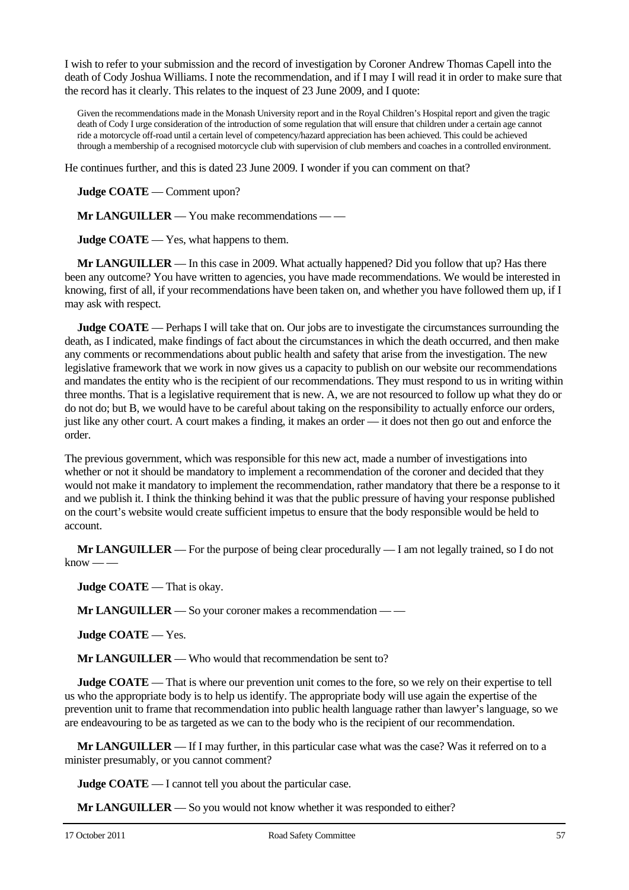I wish to refer to your submission and the record of investigation by Coroner Andrew Thomas Capell into the death of Cody Joshua Williams. I note the recommendation, and if I may I will read it in order to make sure that the record has it clearly. This relates to the inquest of 23 June 2009, and I quote:

> Given the recommendations made in the Monash University report and in the Royal Children's Hospital report and given the tragic death of Cody I urge consideration of the introduction of some regulation that will ensure that children under a certain age cannot ride a motorcycle off-road until a certain level of competency/hazard appreciation has been achieved. This could be achieved through a membership of a recognised motorcycle club with supervision of club members and coaches in a controlled environment.

He continues further, and this is dated 23 June 2009. I wonder if you can comment on that?

**Judge COATE** — Comment upon?

**Mr LANGUILLER** — You make recommendations — —

**Judge COATE** — Yes, what happens to them.

**Mr LANGUILLER** — In this case in 2009. What actually happened? Did you follow that up? Has there been any outcome? You have written to agencies, you have made recommendations. We would be interested in knowing, first of all, if your recommendations have been taken on, and whether you have followed them up, if I may ask with respect.

**Judge COATE** — Perhaps I will take that on. Our jobs are to investigate the circumstances surrounding the death, as I indicated, make findings of fact about the circumstances in which the death occurred, and then make any comments or recommendations about public health and safety that arise from the investigation. The new legislative framework that we work in now gives us a capacity to publish on our website our recommendations and mandates the entity who is the recipient of our recommendations. They must respond to us in writing within three months. That is a legislative requirement that is new. A, we are not resourced to follow up what they do or do not do; but B, we would have to be careful about taking on the responsibility to actually enforce our orders, just like any other court. A court makes a finding, it makes an order — it does not then go out and enforce the order.

The previous government, which was responsible for this new act, made a number of investigations into whether or not it should be mandatory to implement a recommendation of the coroner and decided that they would not make it mandatory to implement the recommendation, rather mandatory that there be a response to it and we publish it. I think the thinking behind it was that the public pressure of having your response published on the court's website would create sufficient impetus to ensure that the body responsible would be held to account.

**Mr LANGUILLER** — For the purpose of being clear procedurally — I am not legally trained, so I do not know — —

**Judge COATE** — That is okay.

**Mr LANGUILLER** — So your coroner makes a recommendation — —

**Judge COATE** — Yes.

**Mr LANGUILLER** — Who would that recommendation be sent to?

**Judge COATE** — That is where our prevention unit comes to the fore, so we rely on their expertise to tell us who the appropriate body is to help us identify. The appropriate body will use again the expertise of the prevention unit to frame that recommendation into public health language rather than lawyer's language, so we are endeavouring to be as targeted as we can to the body who is the recipient of our recommendation.

**Mr LANGUILLER** — If I may further, in this particular case what was the case? Was it referred on to a minister presumably, or you cannot comment?

**Judge COATE** — I cannot tell you about the particular case.

**Mr LANGUILLER** — So you would not know whether it was responded to either?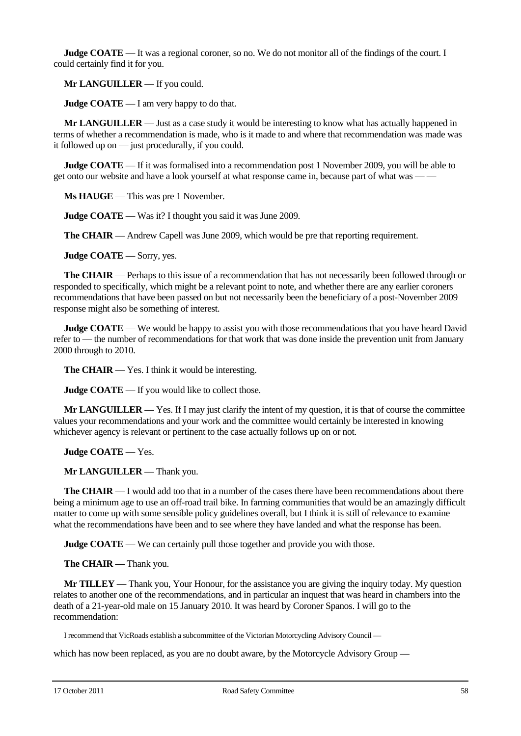**Judge COATE** — It was a regional coroner, so no. We do not monitor all of the findings of the court. I could certainly find it for you.

**Mr LANGUILLER** — If you could.

**Judge COATE** — I am very happy to do that.

**Mr LANGUILLER** — Just as a case study it would be interesting to know what has actually happened in terms of whether a recommendation is made, who is it made to and where that recommendation was made was it followed up on — just procedurally, if you could.

**Judge COATE** — If it was formalised into a recommendation post 1 November 2009, you will be able to get onto our website and have a look yourself at what response came in, because part of what was — —

**Ms HAUGE** — This was pre 1 November.

**Judge COATE** — Was it? I thought you said it was June 2009.

**The CHAIR** — Andrew Capell was June 2009, which would be pre that reporting requirement.

**Judge COATE** — Sorry, yes.

**The CHAIR** — Perhaps to this issue of a recommendation that has not necessarily been followed through or responded to specifically, which might be a relevant point to note, and whether there are any earlier coroners recommendations that have been passed on but not necessarily been the beneficiary of a post-November 2009 response might also be something of interest.

**Judge COATE** — We would be happy to assist you with those recommendations that you have heard David refer to — the number of recommendations for that work that was done inside the prevention unit from January 2000 through to 2010.

**The CHAIR** — Yes. I think it would be interesting.

**Judge COATE** — If you would like to collect those.

**Mr LANGUILLER** — Yes. If I may just clarify the intent of my question, it is that of course the committee values your recommendations and your work and the committee would certainly be interested in knowing whichever agency is relevant or pertinent to the case actually follows up on or not.

**Judge COATE** — Yes.

**Mr LANGUILLER** — Thank you.

**The CHAIR** — I would add too that in a number of the cases there have been recommendations about there being a minimum age to use an off-road trail bike. In farming communities that would be an amazingly difficult matter to come up with some sensible policy guidelines overall, but I think it is still of relevance to examine what the recommendations have been and to see where they have landed and what the response has been.

**Judge COATE** — We can certainly pull those together and provide you with those.

**The CHAIR** — Thank you.

**Mr TILLEY** — Thank you, Your Honour, for the assistance you are giving the inquiry today. My question relates to another one of the recommendations, and in particular an inquest that was heard in chambers into the death of a 21-year-old male on 15 January 2010. It was heard by Coroner Spanos. I will go to the recommendation:

> I recommend that VicRoads establish a subcommittee of the Victorian Motorcycling Advisory Council —

which has now been replaced, as you are no doubt aware, by the Motorcycle Advisory Group —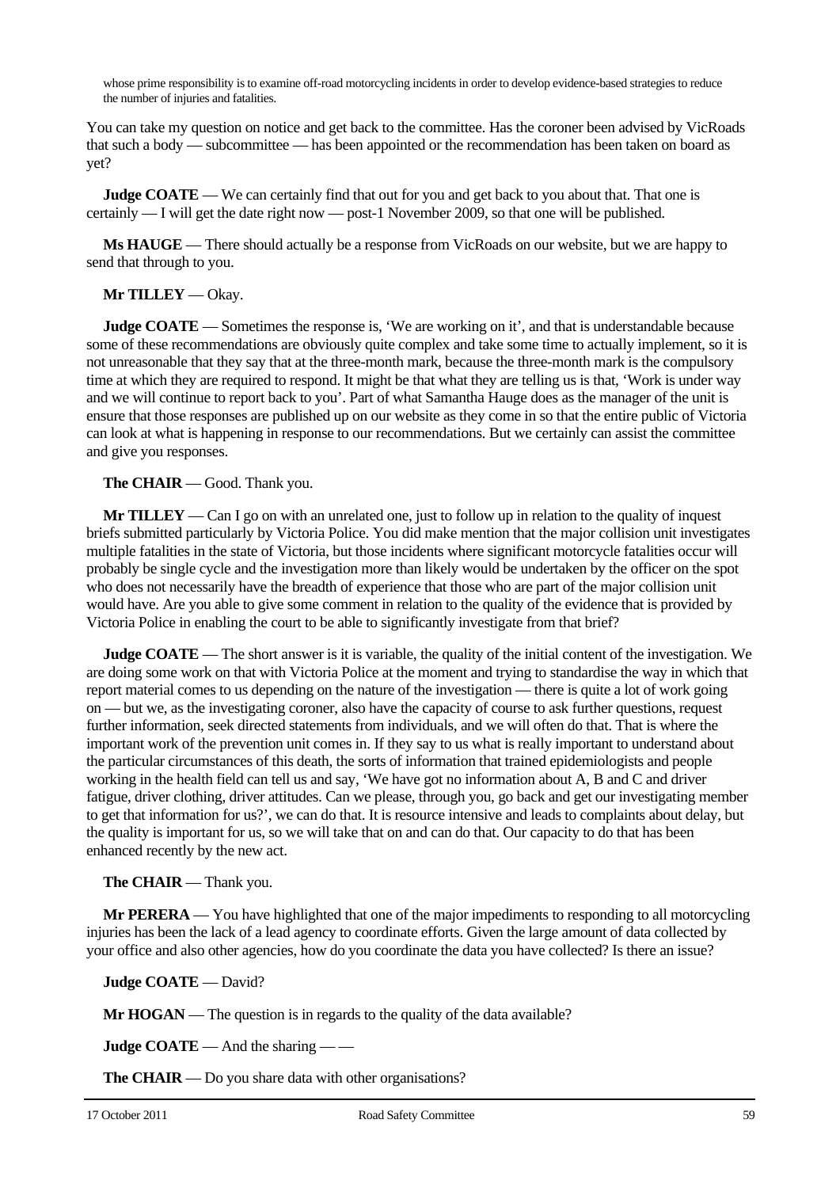whose prime responsibility is to examine off-road motorcycling incidents in order to develop evidence-based strategies to reduce the number of injuries and fatalities.

You can take my question on notice and get back to the committee. Has the coroner been advised by VicRoads that such a body — subcommittee — has been appointed or the recommendation has been taken on board as yet?

**Judge COATE** — We can certainly find that out for you and get back to you about that. That one is certainly — I will get the date right now — post-1 November 2009, so that one will be published.

**Ms HAUGE** — There should actually be a response from VicRoads on our website, but we are happy to send that through to you.

**Mr TILLEY** — Okay.

**Judge COATE** — Sometimes the response is, 'We are working on it', and that is understandable because some of these recommendations are obviously quite complex and take some time to actually implement, so it is not unreasonable that they say that at the three-month mark, because the three-month mark is the compulsory time at which they are required to respond. It might be that what they are telling us is that, 'Work is under way and we will continue to report back to you'. Part of what Samantha Hauge does as the manager of the unit is ensure that those responses are published up on our website as they come in so that the entire public of Victoria can look at what is happening in response to our recommendations. But we certainly can assist the committee and give you responses.

**The CHAIR** — Good. Thank you.

**Mr TILLEY** — Can I go on with an unrelated one, just to follow up in relation to the quality of inquest briefs submitted particularly by Victoria Police. You did make mention that the major collision unit investigates multiple fatalities in the state of Victoria, but those incidents where significant motorcycle fatalities occur will probably be single cycle and the investigation more than likely would be undertaken by the officer on the spot who does not necessarily have the breadth of experience that those who are part of the major collision unit would have. Are you able to give some comment in relation to the quality of the evidence that is provided by Victoria Police in enabling the court to be able to significantly investigate from that brief?

**Judge COATE** — The short answer is it is variable, the quality of the initial content of the investigation. We are doing some work on that with Victoria Police at the moment and trying to standardise the way in which that report material comes to us depending on the nature of the investigation — there is quite a lot of work going on — but we, as the investigating coroner, also have the capacity of course to ask further questions, request further information, seek directed statements from individuals, and we will often do that. That is where the important work of the prevention unit comes in. If they say to us what is really important to understand about the particular circumstances of this death, the sorts of information that trained epidemiologists and people working in the health field can tell us and say, 'We have got no information about A, B and C and driver fatigue, driver clothing, driver attitudes. Can we please, through you, go back and get our investigating member to get that information for us?', we can do that. It is resource intensive and leads to complaints about delay, but the quality is important for us, so we will take that on and can do that. Our capacity to do that has been enhanced recently by the new act.

**The CHAIR** — Thank you.

**Mr PERERA** — You have highlighted that one of the major impediments to responding to all motorcycling injuries has been the lack of a lead agency to coordinate efforts. Given the large amount of data collected by your office and also other agencies, how do you coordinate the data you have collected? Is there an issue?

**Judge COATE** — David?

**Mr HOGAN** — The question is in regards to the quality of the data available?

**Judge COATE** — And the sharing — —

**The CHAIR** — Do you share data with other organisations?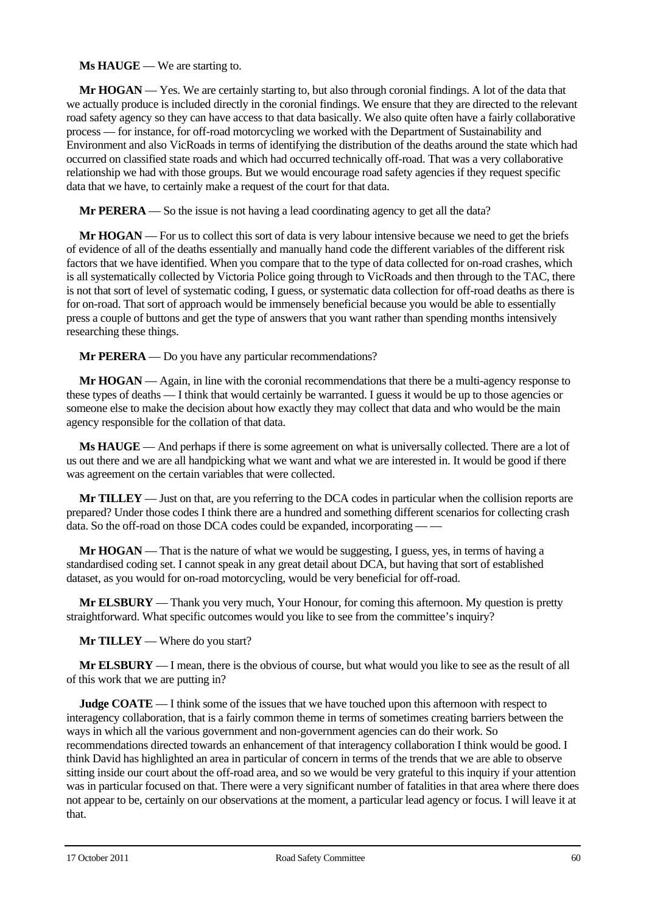**Ms HAUGE** — We are starting to.

**Mr HOGAN** — Yes. We are certainly starting to, but also through coronial findings. A lot of the data that we actually produce is included directly in the coronial findings. We ensure that they are directed to the relevant road safety agency so they can have access to that data basically. We also quite often have a fairly collaborative process — for instance, for off-road motorcycling we worked with the Department of Sustainability and Environment and also VicRoads in terms of identifying the distribution of the deaths around the state which had occurred on classified state roads and which had occurred technically off-road. That was a very collaborative relationship we had with those groups. But we would encourage road safety agencies if they request specific data that we have, to certainly make a request of the court for that data.

**Mr PERERA** — So the issue is not having a lead coordinating agency to get all the data?

**Mr HOGAN** — For us to collect this sort of data is very labour intensive because we need to get the briefs of evidence of all of the deaths essentially and manually hand code the different variables of the different risk factors that we have identified. When you compare that to the type of data collected for on-road crashes, which is all systematically collected by Victoria Police going through to VicRoads and then through to the TAC, there is not that sort of level of systematic coding, I guess, or systematic data collection for off-road deaths as there is for on-road. That sort of approach would be immensely beneficial because you would be able to essentially press a couple of buttons and get the type of answers that you want rather than spending months intensively researching these things.

**Mr PERERA** — Do you have any particular recommendations?

**Mr HOGAN** — Again, in line with the coronial recommendations that there be a multi-agency response to these types of deaths — I think that would certainly be warranted. I guess it would be up to those agencies or someone else to make the decision about how exactly they may collect that data and who would be the main agency responsible for the collation of that data.

**Ms HAUGE** — And perhaps if there is some agreement on what is universally collected. There are a lot of us out there and we are all handpicking what we want and what we are interested in. It would be good if there was agreement on the certain variables that were collected.

**Mr TILLEY** — Just on that, are you referring to the DCA codes in particular when the collision reports are prepared? Under those codes I think there are a hundred and something different scenarios for collecting crash data. So the off-road on those DCA codes could be expanded, incorporating — —

**Mr HOGAN** — That is the nature of what we would be suggesting, I guess, yes, in terms of having a standardised coding set. I cannot speak in any great detail about DCA, but having that sort of established dataset, as you would for on-road motorcycling, would be very beneficial for off-road.

**Mr ELSBURY** — Thank you very much, Your Honour, for coming this afternoon. My question is pretty straightforward. What specific outcomes would you like to see from the committee's inquiry?

**Mr TILLEY** — Where do you start?

**Mr ELSBURY** — I mean, there is the obvious of course, but what would you like to see as the result of all of this work that we are putting in?

**Judge COATE** — I think some of the issues that we have touched upon this afternoon with respect to interagency collaboration, that is a fairly common theme in terms of sometimes creating barriers between the ways in which all the various government and non-government agencies can do their work. So recommendations directed towards an enhancement of that interagency collaboration I think would be good. I think David has highlighted an area in particular of concern in terms of the trends that we are able to observe sitting inside our court about the off-road area, and so we would be very grateful to this inquiry if your attention was in particular focused on that. There were a very significant number of fatalities in that area where there does not appear to be, certainly on our observations at the moment, a particular lead agency or focus. I will leave it at that.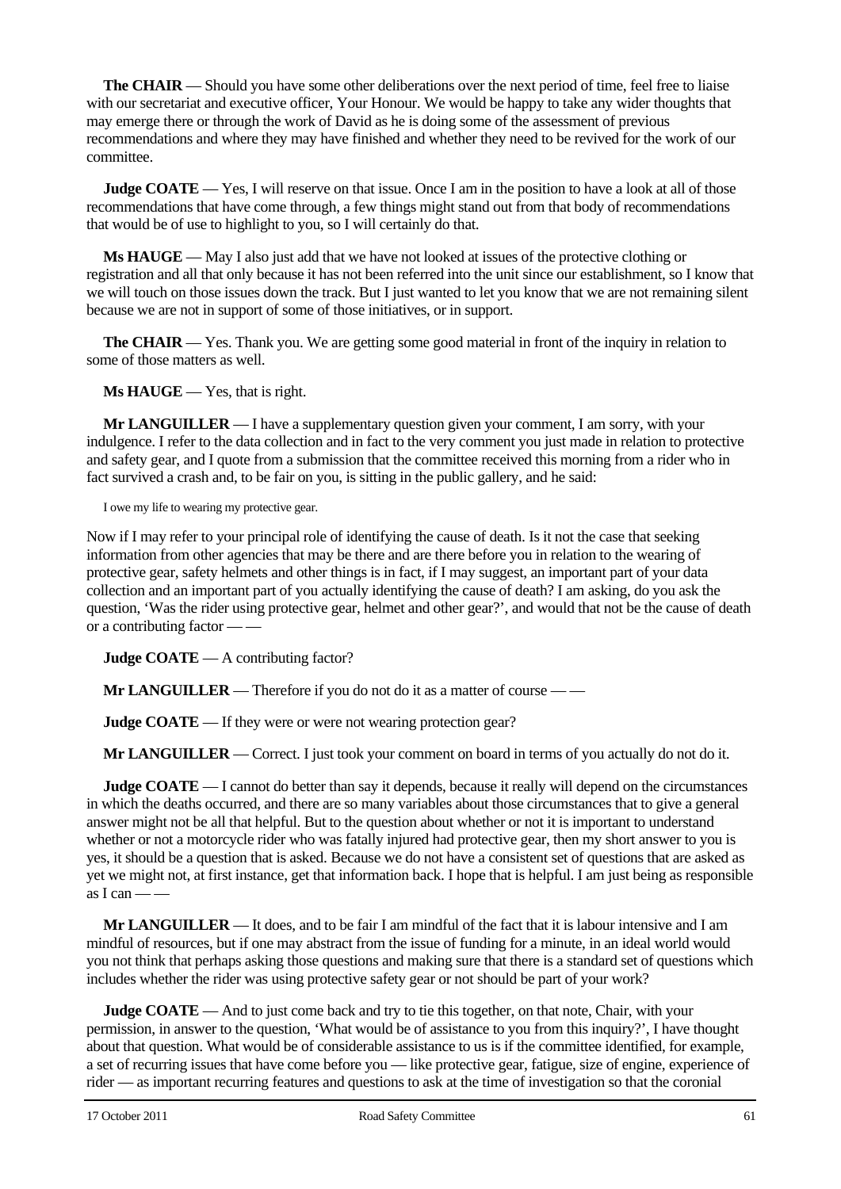**The CHAIR** — Should you have some other deliberations over the next period of time, feel free to liaise with our secretariat and executive officer, Your Honour. We would be happy to take any wider thoughts that may emerge there or through the work of David as he is doing some of the assessment of previous recommendations and where they may have finished and whether they need to be revived for the work of our committee.

**Judge COATE** — Yes, I will reserve on that issue. Once I am in the position to have a look at all of those recommendations that have come through, a few things might stand out from that body of recommendations that would be of use to highlight to you, so I will certainly do that.

**Ms HAUGE** — May I also just add that we have not looked at issues of the protective clothing or registration and all that only because it has not been referred into the unit since our establishment, so I know that we will touch on those issues down the track. But I just wanted to let you know that we are not remaining silent because we are not in support of some of those initiatives, or in support.

**The CHAIR** — Yes. Thank you. We are getting some good material in front of the inquiry in relation to some of those matters as well.

**Ms HAUGE** — Yes, that is right.

**Mr LANGUILLER** — I have a supplementary question given your comment, I am sorry, with your indulgence. I refer to the data collection and in fact to the very comment you just made in relation to protective and safety gear, and I quote from a submission that the committee received this morning from a rider who in fact survived a crash and, to be fair on you, is sitting in the public gallery, and he said:

> I owe my life to wearing my protective gear.

Now if I may refer to your principal role of identifying the cause of death. Is it not the case that seeking information from other agencies that may be there and are there before you in relation to the wearing of protective gear, safety helmets and other things is in fact, if I may suggest, an important part of your data collection and an important part of you actually identifying the cause of death? I am asking, do you ask the question, 'Was the rider using protective gear, helmet and other gear?', and would that not be the cause of death or a contributing factor — —

**Judge COATE** — A contributing factor?

**Mr LANGUILLER** — Therefore if you do not do it as a matter of course — —

**Judge COATE** — If they were or were not wearing protection gear?

**Mr LANGUILLER** — Correct. I just took your comment on board in terms of you actually do not do it.

**Judge COATE** — I cannot do better than say it depends, because it really will depend on the circumstances in which the deaths occurred, and there are so many variables about those circumstances that to give a general answer might not be all that helpful. But to the question about whether or not it is important to understand whether or not a motorcycle rider who was fatally injured had protective gear, then my short answer to you is yes, it should be a question that is asked. Because we do not have a consistent set of questions that are asked as yet we might not, at first instance, get that information back. I hope that is helpful. I am just being as responsible as I can — —

**Mr LANGUILLER** — It does, and to be fair I am mindful of the fact that it is labour intensive and I am mindful of resources, but if one may abstract from the issue of funding for a minute, in an ideal world would you not think that perhaps asking those questions and making sure that there is a standard set of questions which includes whether the rider was using protective safety gear or not should be part of your work?

**Judge COATE** — And to just come back and try to tie this together, on that note, Chair, with your permission, in answer to the question, 'What would be of assistance to you from this inquiry?', I have thought about that question. What would be of considerable assistance to us is if the committee identified, for example, a set of recurring issues that have come before you — like protective gear, fatigue, size of engine, experience of rider — as important recurring features and questions to ask at the time of investigation so that the coronial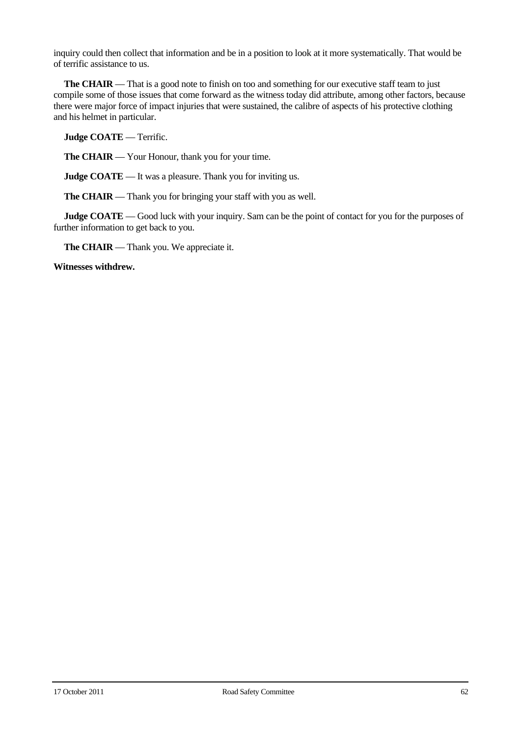inquiry could then collect that information and be in a position to look at it more systematically. That would be of terrific assistance to us.

**The CHAIR** — That is a good note to finish on too and something for our executive staff team to just compile some of those issues that come forward as the witness today did attribute, among other factors, because there were major force of impact injuries that were sustained, the calibre of aspects of his protective clothing and his helmet in particular.

**Judge COATE** — Terrific.

**The CHAIR** — Your Honour, thank you for your time.

**Judge COATE** — It was a pleasure. Thank you for inviting us.

**The CHAIR** — Thank you for bringing your staff with you as well.

**Judge COATE** — Good luck with your inquiry. Sam can be the point of contact for you for the purposes of further information to get back to you.

**The CHAIR** — Thank you. We appreciate it.

**Witnesses withdrew.**